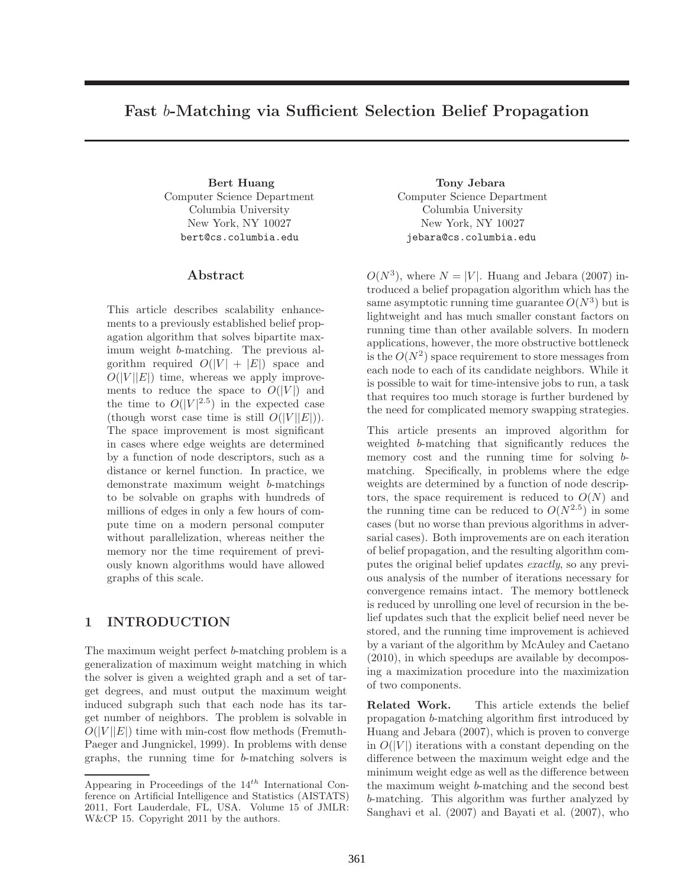# Fast $b$-Matching via Sufficient Selection Belief Propagation

**Bert Huang**
Computer Science Department
Columbia University
New York, NY 10027
bert@cs.columbia.edu

**Tony Jebara**
Computer Science Department
Columbia University
New York, NY 10027
jebara@cs.columbia.edu

## Abstract

This article describes scalability enhancements to a previously established belief propagation algorithm that solves bipartite maximum weight $b$-matching. The previous algorithm required $O(|V| + |E|)$ space and $O(|V||E|)$ time, whereas we apply improvements to reduce the space to $O(|V|)$ and the time to $O(|V|^{2.5})$ in the expected case (though worst case time is still $O(|V||E|)$). The space improvement is most significant in cases where edge weights are determined by a function of node descriptors, such as a distance or kernel function. In practice, we demonstrate maximum weight $b$-matchings to be solvable on graphs with hundreds of millions of edges in only a few hours of compute time on a modern personal computer without parallelization, whereas neither the memory nor the time requirement of previously known algorithms would have allowed graphs of this scale.

## 1 INTRODUCTION

The maximum weight perfect $b$-matching problem is a generalization of maximum weight matching in which the solver is given a weighted graph and a set of target degrees, and must output the maximum weight induced subgraph such that each node has its target number of neighbors. The problem is solvable in $O(|V||E|)$ time with min-cost flow methods (Fremuth-Paeger and Jungnickel, 1999). In problems with dense graphs, the running time for $b$-matching solvers is $O(N^3)$, where $N = |V|$. Huang and Jebara (2007) introduced a belief propagation algorithm which has the same asymptotic running time guarantee $O(N^3)$ but is lightweight and has much smaller constant factors on running time than other available solvers. In modern applications, however, the more obstructive bottleneck is the $O(N^2)$ space requirement to store messages from each node to each of its candidate neighbors. While it is possible to wait for time-intensive jobs to run, a task that requires too much storage is further burdened by the need for complicated memory swapping strategies.

This article presents an improved algorithm for weighted $b$-matching that significantly reduces the memory cost and the running time for solving $b$-matching. Specifically, in problems where the edge weights are determined by a function of node descriptors, the space requirement is reduced to $O(N)$ and the running time can be reduced to $O(N^{2.5})$ in some cases (but no worse than previous algorithms in adversarial cases). Both improvements are on each iteration of belief propagation, and the resulting algorithm computes the original belief updates *exactly*, so any previous analysis of the number of iterations necessary for convergence remains intact. The memory bottleneck is reduced by unrolling one level of recursion in the belief updates such that the explicit belief need never be stored, and the running time improvement is achieved by a variant of the algorithm by McAuley and Caetano (2010), in which speedups are available by decomposing a maximization procedure into the maximization of two components.

**Related Work.** This article extends the belief propagation $b$-matching algorithm first introduced by Huang and Jebara (2007), which is proven to converge in $O(|V|)$ iterations with a constant depending on the difference between the maximum weight edge and the minimum weight edge as well as the difference between the maximum weight $b$-matching and the second best $b$-matching. This algorithm was further analyzed by Sanghavi et al. (2007) and Bayati et al. (2007), who

---

Appearing in Proceedings of the 14[th] International Conference on Artificial Intelligence and Statistics (AISTATS) 2011, Fort Lauderdale, FL, USA. Volume 15 of JMLR: W&CP 15. Copyright 2011 by the authors.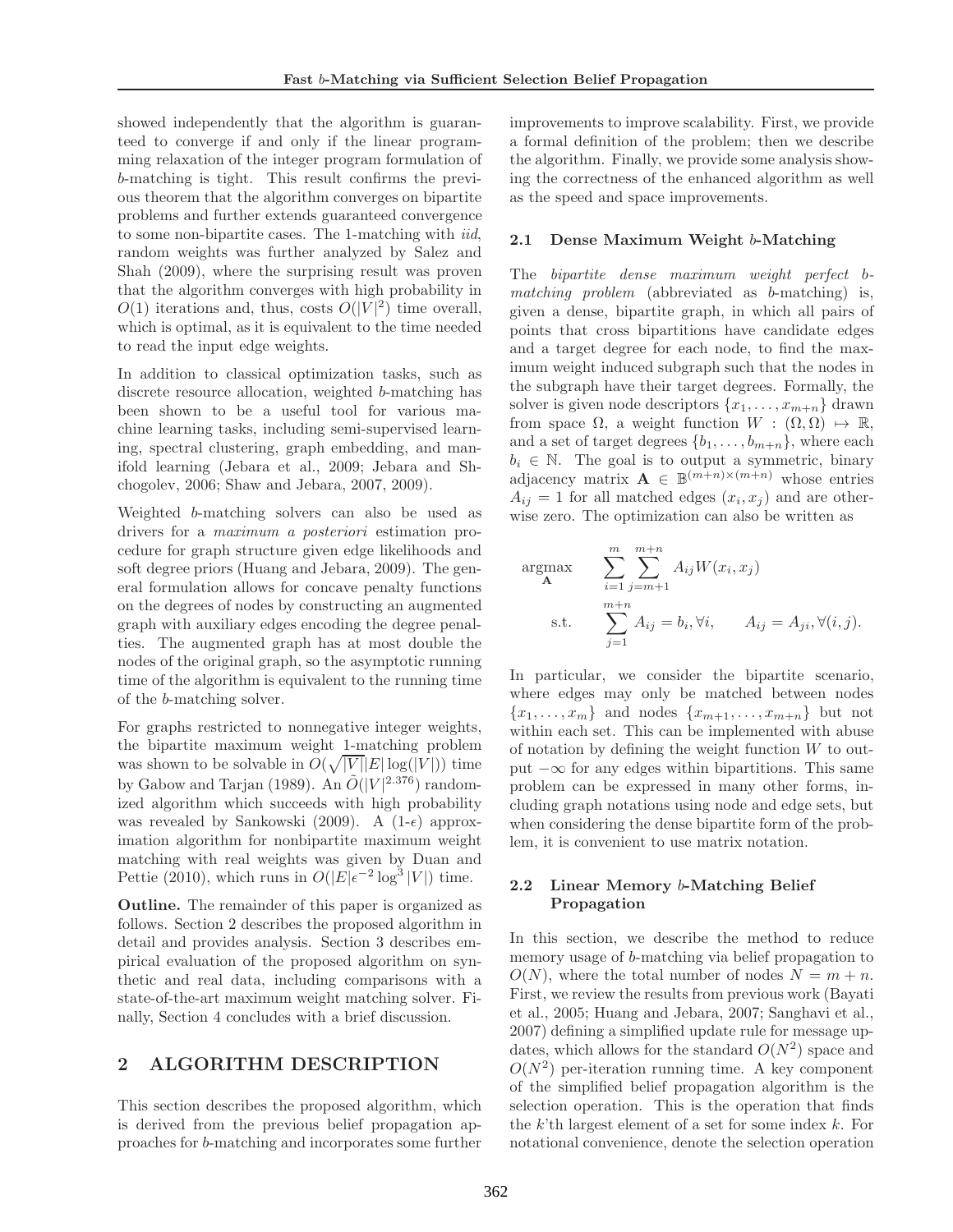showed independently that the algorithm is guaranteed to converge if and only if the linear programming relaxation of the integer program formulation of $b$-matching is tight. This result confirms the previous theorem that the algorithm converges on bipartite problems and further extends guaranteed convergence to some non-bipartite cases. The 1-matching with *iid*, random weights was further analyzed by Salez and Shah (2009), where the surprising result was proven that the algorithm converges with high probability in $O(1)$ iterations and, thus, costs $O(|V|^2)$ time overall, which is optimal, as it is equivalent to the time needed to read the input edge weights.

In addition to classical optimization tasks, such as discrete resource allocation, weighted $b$-matching has been shown to be a useful tool for various machine learning tasks, including semi-supervised learning, spectral clustering, graph embedding, and manifold learning (Jebara et al., 2009; Jebara and Shchogolev, 2006; Shaw and Jebara, 2007, 2009).

Weighted $b$-matching solvers can also be used as drivers for a *maximum a posteriori* estimation procedure for graph structure given edge likelihoods and soft degree priors (Huang and Jebara, 2009). The general formulation allows for concave penalty functions on the degrees of nodes by constructing an augmented graph with auxiliary edges encoding the degree penalties. The augmented graph has at most double the nodes of the original graph, so the asymptotic running time of the algorithm is equivalent to the running time of the $b$-matching solver.

For graphs restricted to nonnegative integer weights, the bipartite maximum weight 1-matching problem was shown to be solvable in $O(\sqrt{|V|}|E|\log(|V|))$ time by Gabow and Tarjan (1989). An $\tilde{O}(|V|^{2.376})$ randomized algorithm which succeeds with high probability was revealed by Sankowski (2009). A $(1\text{-}\epsilon)$ approximation algorithm for nonbipartite maximum weight matching with real weights was given by Duan and Pettie (2010), which runs in $O(|E|\epsilon^{-2}\log^3|V|)$ time.

**Outline.** The remainder of this paper is organized as follows. Section 2 describes the proposed algorithm in detail and provides analysis. Section 3 describes empirical evaluation of the proposed algorithm on synthetic and real data, including comparisons with a state-of-the-art maximum weight matching solver. Finally, Section 4 concludes with a brief discussion.

## 2 ALGORITHM DESCRIPTION

This section describes the proposed algorithm, which is derived from the previous belief propagation approaches for $b$-matching and incorporates some further improvements to improve scalability. First, we provide a formal definition of the problem; then we describe the algorithm. Finally, we provide some analysis showing the correctness of the enhanced algorithm as well as the speed and space improvements.

### 2.1 Dense Maximum Weight $b$-Matching

The *bipartite dense maximum weight perfect $b$-matching problem* (abbreviated as $b$-matching) is, given a dense, bipartite graph, in which all pairs of points that cross bipartitions have candidate edges and a target degree for each node, to find the maximum weight induced subgraph such that the nodes in the subgraph have their target degrees. Formally, the solver is given node descriptors $\{x_1, \ldots, x_{m+n}\}$ drawn from space $\Omega$, a weight function $W : (\Omega, \Omega) \mapsto \mathbb{R}$, and a set of target degrees $\{b_1, \ldots, b_{m+n}\}$, where each $b_i \in \mathbb{N}$. The goal is to output a symmetric, binary adjacency matrix $\mathbf{A} \in \mathbb{B}^{(m+n)\times(m+n)}$ whose entries $A_{ij} = 1$ for all matched edges $(x_i, x_j)$ and are otherwise zero. The optimization can also be written as

$$
\begin{aligned}
\operatorname*{argmax}_{\mathbf{A}} \quad & \sum_{i=1}^{m}\sum_{j=m+1}^{m+n} A_{ij} W(x_i, x_j) \\
\text{s.t.} \quad & \sum_{j=1}^{m+n} A_{ij} = b_i, \forall i, \qquad A_{ij} = A_{ji}, \forall (i,j).
\end{aligned}
$$

In particular, we consider the bipartite scenario, where edges may only be matched between nodes $\{x_1, \ldots, x_m\}$ and nodes $\{x_{m+1}, \ldots, x_{m+n}\}$ but not within each set. This can be implemented with abuse of notation by defining the weight function $W$ to output $-\infty$ for any edges within bipartitions. This same problem can be expressed in many other forms, including graph notations using node and edge sets, but when considering the dense bipartite form of the problem, it is convenient to use matrix notation.

### 2.2 Linear Memory $b$-Matching Belief Propagation

In this section, we describe the method to reduce memory usage of $b$-matching via belief propagation to $O(N)$, where the total number of nodes $N = m + n$. First, we review the results from previous work (Bayati et al., 2005; Huang and Jebara, 2007; Sanghavi et al., 2007) defining a simplified update rule for message updates, which allows for the standard $O(N^2)$ space and $O(N^2)$ per-iteration running time. A key component of the simplified belief propagation algorithm is the selection operation. This is the operation that finds the $k$'th largest element of a set for some index $k$. For notational convenience, denote the selection operation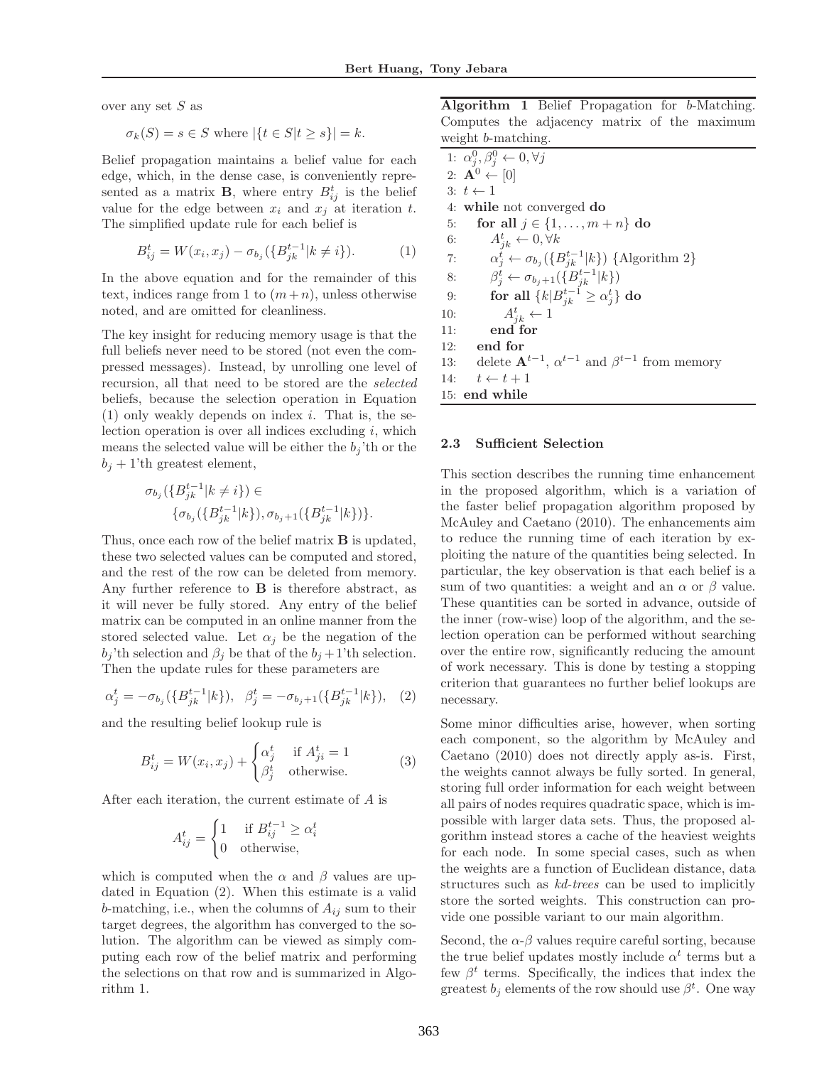over any set $S$ as

$$\sigma_k(S) = s \in S \text{ where } |\{t \in S | t \geq s\}| = k.$$

Belief propagation maintains a belief value for each edge, which, in the dense case, is conveniently represented as a matrix $\mathbf{B}$, where entry $B_{ij}^t$ is the belief value for the edge between $x_i$ and $x_j$ at iteration $t$. The simplified update rule for each belief is

$$B_{ij}^t = W(x_i, x_j) - \sigma_{b_j}(\{B_{jk}^{t-1} | k \neq i\}). \tag{1}$$

In the above equation and for the remainder of this text, indices range from 1 to $(m+n)$, unless otherwise noted, and are omitted for cleanliness.

The key insight for reducing memory usage is that the full beliefs never need to be stored (not even the compressed messages). Instead, by unrolling one level of recursion, all that need to be stored are the *selected* beliefs, because the selection operation in Equation (1) only weakly depends on index $i$. That is, the selection operation is over all indices excluding $i$, which means the selected value will be either the $b_j$'th or the $b_j + 1$'th greatest element,

$$\sigma_{b_j}(\{B_{jk}^{t-1} | k \neq i\}) \in \{\sigma_{b_j}(\{B_{jk}^{t-1} | k\}), \sigma_{b_j+1}(\{B_{jk}^{t-1} | k\})\}.$$

Thus, once each row of the belief matrix $\mathbf{B}$ is updated, these two selected values can be computed and stored, and the rest of the row can be deleted from memory. Any further reference to $\mathbf{B}$ is therefore abstract, as it will never be fully stored. Any entry of the belief matrix can be computed in an online manner from the stored selected value. Let $\alpha_j$ be the negation of the $b_j$'th selection and $\beta_j$ be that of the $b_j + 1$'th selection. Then the update rules for these parameters are

$$\alpha_j^t = -\sigma_{b_j}(\{B_{jk}^{t-1} | k\}), \quad \beta_j^t = -\sigma_{b_j+1}(\{B_{jk}^{t-1} | k\}), \tag{2}$$

and the resulting belief lookup rule is

$$B_{ij}^t = W(x_i, x_j) + \begin{cases} \alpha_j^t & \text{if } A_{ji}^t = 1 \\ \beta_j^t & \text{otherwise.} \end{cases} \tag{3}$$

After each iteration, the current estimate of $A$ is

$$A_{ij}^t = \begin{cases} 1 & \text{if } B_{ij}^{t-1} \geq \alpha_i^t \\ 0 & \text{otherwise,} \end{cases}$$

which is computed when the $\alpha$ and $\beta$ values are updated in Equation (2). When this estimate is a valid $b$-matching, i.e., when the columns of $A_{ij}$ sum to their target degrees, the algorithm has converged to the solution. The algorithm can be viewed as simply computing each row of the belief matrix and performing the selections on that row and is summarized in Algorithm 1.

**Algorithm 1** Belief Propagation for $b$-Matching. Computes the adjacency matrix of the maximum weight $b$-matching.

```
1:  α_j^0, β_j^0 ← 0, ∀j
2:  A^0 ← [0]
3:  t ← 1
4:  while not converged do
5:      for all j ∈ {1, ..., m + n} do
6:          A_jk^t ← 0, ∀k
7:          α_j^t ← σ_{b_j}({B_jk^{t-1} | k}) {Algorithm 2}
8:          β_j^t ← σ_{b_j+1}({B_jk^{t-1} | k})
9:          for all {k | B_jk^{t-1} ≥ α_j^t} do
10:             A_jk^t ← 1
11:         end for
12:     end for
13:     delete A^{t-1}, α^{t-1} and β^{t-1} from memory
14:     t ← t + 1
15: end while
```

### 2.3 Sufficient Selection

This section describes the running time enhancement in the proposed algorithm, which is a variation of the faster belief propagation algorithm proposed by McAuley and Caetano (2010). The enhancements aim to reduce the running time of each iteration by exploiting the nature of the quantities being selected. In particular, the key observation is that each belief is a sum of two quantities: a weight and an $\alpha$ or $\beta$ value. These quantities can be sorted in advance, outside of the inner (row-wise) loop of the algorithm, and the selection operation can be performed without searching over the entire row, significantly reducing the amount of work necessary. This is done by testing a stopping criterion that guarantees no further belief lookups are necessary.

Some minor difficulties arise, however, when sorting each component, so the algorithm by McAuley and Caetano (2010) does not directly apply as-is. First, the weights cannot always be fully sorted. In general, storing full order information for each weight between all pairs of nodes requires quadratic space, which is impossible with larger data sets. Thus, the proposed algorithm instead stores a cache of the heaviest weights for each node. In some special cases, such as when the weights are a function of Euclidean distance, data structures such as *kd-trees* can be used to implicitly store the sorted weights. This construction can provide one possible variant to our main algorithm.

Second, the $\alpha$-$\beta$ values require careful sorting, because the true belief updates mostly include $\alpha^t$ terms but a few $\beta^t$ terms. Specifically, the indices that index the greatest $b_j$ elements of the row should use $\beta^t$. One way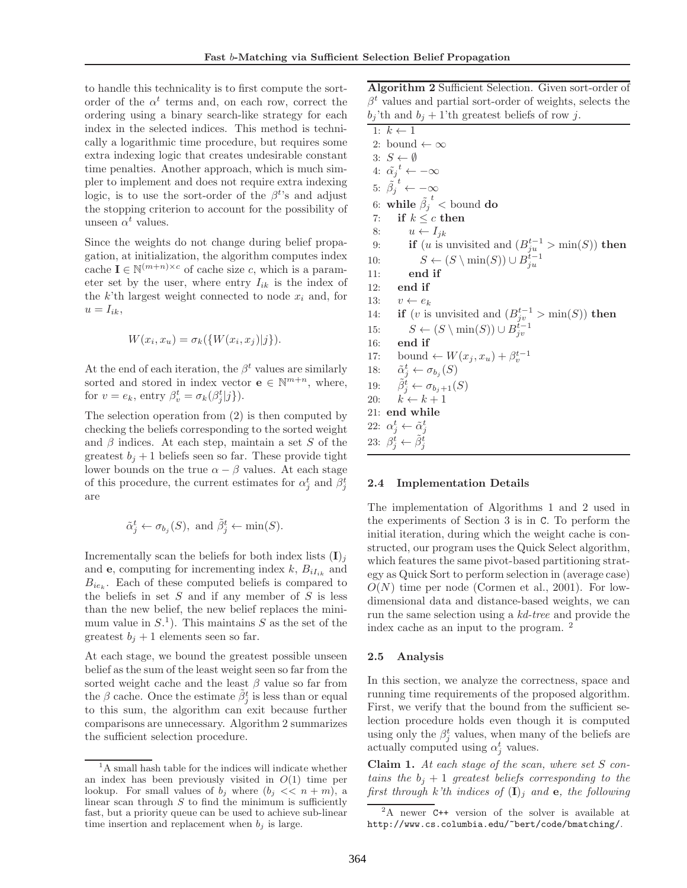to handle this technicality is to first compute the sort-order of the $\alpha^t$ terms and, on each row, correct the ordering using a binary search-like strategy for each index in the selected indices. This method is technically a logarithmic time procedure, but requires some extra indexing logic that creates undesirable constant time penalties. Another approach, which is much simpler to implement and does not require extra indexing logic, is to use the sort-order of the $\beta^t$'s and adjust the stopping criterion to account for the possibility of unseen $\alpha^t$ values.

Since the weights do not change during belief propagation, at initialization, the algorithm computes index cache $\mathbf{I} \in \mathbb{N}^{(m+n)\times c}$ of cache size $c$, which is a parameter set by the user, where entry $I_{ik}$ is the index of the $k$'th largest weight connected to node $x_i$ and, for $u = I_{ik}$,

$$W(x_i, x_u) = \sigma_k(\{W(x_i, x_j)|j\}).$$

At the end of each iteration, the $\beta^t$ values are similarly sorted and stored in index vector $\mathbf{e} \in \mathbb{N}^{m+n}$, where, for $v = e_k$, entry $\beta^t_v = \sigma_k(\beta^t_j|j\})$.

The selection operation from (2) is then computed by checking the beliefs corresponding to the sorted weight and $\beta$ indices. At each step, maintain a set $S$ of the greatest $b_j + 1$ beliefs seen so far. These provide tight lower bounds on the true $\alpha - \beta$ values. At each stage of this procedure, the current estimates for $\alpha^t_j$ and $\beta^t_j$ are

$$\tilde{\alpha}^t_j \leftarrow \sigma_{b_j}(S), \text{ and } \tilde{\beta}^t_j \leftarrow \min(S).$$

Incrementally scan the beliefs for both index lists $(\mathbf{I})_j$ and $\mathbf{e}$, computing for incrementing index $k$, $B_{iI_{ik}}$ and $B_{ie_k}$. Each of these computed beliefs is compared to the beliefs in set $S$ and if any member of $S$ is less than the new belief, the new belief replaces the minimum value in $S$.[1]). This maintains $S$ as the set of the greatest $b_j + 1$ elements seen so far.

At each stage, we bound the greatest possible unseen belief as the sum of the least weight seen so far from the sorted weight cache and the least $\beta$ value so far from the $\beta$ cache. Once the estimate $\tilde{\beta}^t_j$ is less than or equal to this sum, the algorithm can exit because further comparisons are unnecessary. Algorithm 2 summarizes the sufficient selection procedure.

**Algorithm 2** Sufficient Selection. Given sort-order of $\beta^t$ values and partial sort-order of weights, selects the $b_j$'th and $b_j + 1$'th greatest beliefs of row $j$.

```
1: k ← 1
2: bound ← ∞
3: S ← ∅
4: α̃_j^t ← −∞
5: β̃_j^t ← −∞
6: while β̃_j^t < bound do
7:    if k ≤ c then
8:       u ← I_jk
9:       if (u is unvisited and (B_ju^{t−1} > min(S)) then
10:         S ← (S \ min(S)) ∪ B_ju^{t−1}
11:      end if
12:   end if
13:   v ← e_k
14:   if (v is unvisited and (B_jv^{t−1} > min(S)) then
15:      S ← (S \ min(S)) ∪ B_jv^{t−1}
16:   end if
17:   bound ← W(x_j, x_u) + β_v^{t−1}
18:   α̃_j^t ← σ_{b_j}(S)
19:   β̃_j^t ← σ_{b_j+1}(S)
20:   k ← k + 1
21: end while
22: α_j^t ← α̃_j^t
23: β_j^t ← β̃_j^t
```

### 2.4 Implementation Details

The implementation of Algorithms 1 and 2 used in the experiments of Section 3 is in `C`. To perform the initial iteration, during which the weight cache is constructed, our program uses the Quick Select algorithm, which features the same pivot-based partitioning strategy as Quick Sort to perform selection in (average case) $O(N)$ time per node (Cormen et al., 2001). For low-dimensional data and distance-based weights, we can run the same selection using a *kd-tree* and provide the index cache as an input to the program. [2]

### 2.5 Analysis

In this section, we analyze the correctness, space and running time requirements of the proposed algorithm. First, we verify that the bound from the sufficient selection procedure holds even though it is computed using only the $\beta^t_j$ values, when many of the beliefs are actually computed using $\alpha^t_j$ values.

**Claim 1.** *At each stage of the scan, where set $S$ contains the $b_j + 1$ greatest beliefs corresponding to the first through $k$'th indices of $(\mathbf{I})_j$ and $\mathbf{e}$, the following*

---

[1] A small hash table for the indices will indicate whether an index has been previously visited in $O(1)$ time per lookup. For small values of $b_j$ where $(b_j << n + m)$, a linear scan through $S$ to find the minimum is sufficiently fast, but a priority queue can be used to achieve sub-linear time insertion and replacement when $b_j$ is large.

[2] A newer `C++` version of the solver is available at `http://www.cs.columbia.edu/~bert/code/bmatching/`.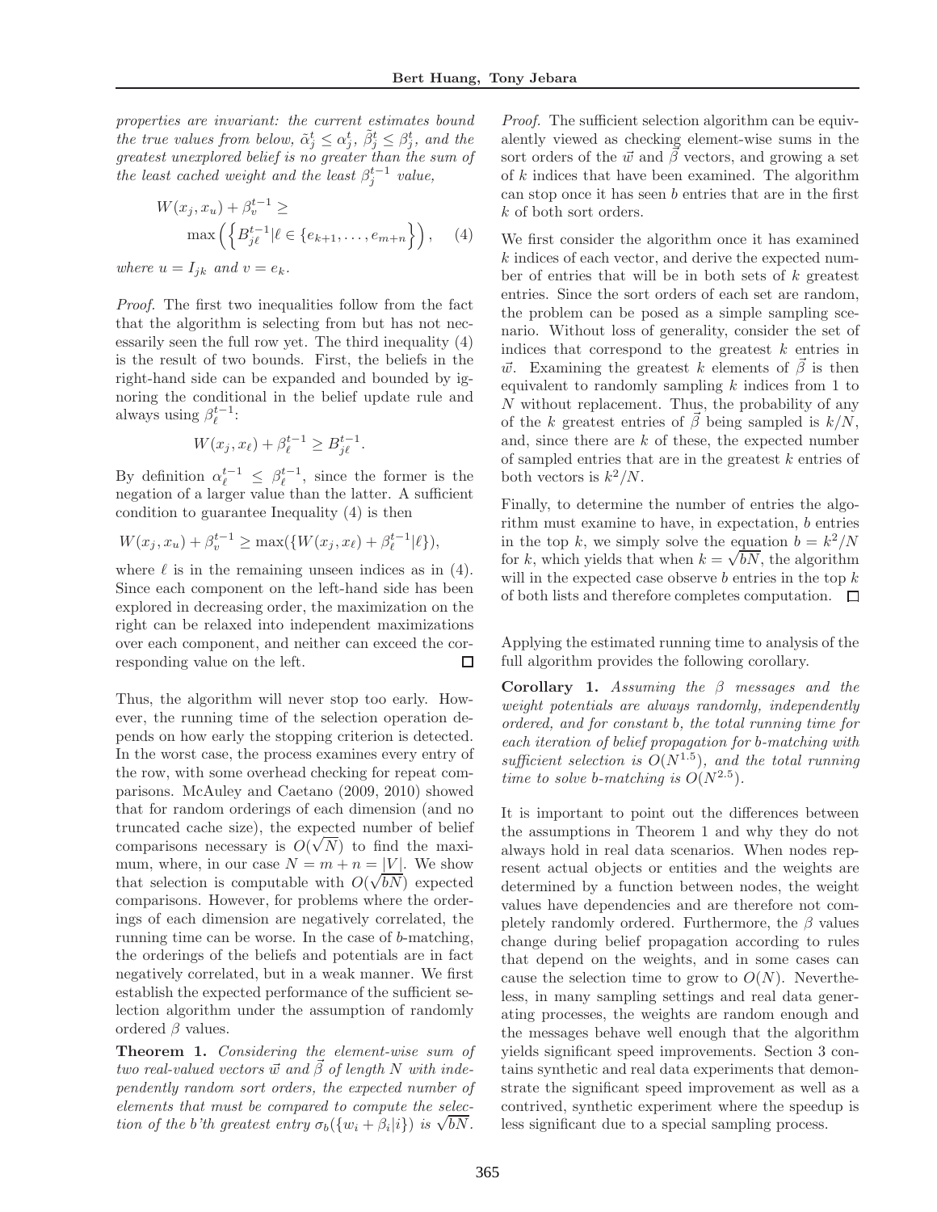*properties are invariant: the current estimates bound the true values from below, $\tilde{\alpha}_j^t \leq \alpha_j^t$, $\tilde{\beta}_j^t \leq \beta_j^t$, and the greatest unexplored belief is no greater than the sum of the least cached weight and the least $\beta_j^{t-1}$ value,*

$$W(x_j, x_u) + \beta_v^{t-1} \geq \max\left(\left\{B_{j\ell}^{t-1} | \ell \in \{e_{k+1}, \ldots, e_{m+n}\}\right\}\right), \quad (4)$$

*where $u = I_{jk}$ and $v = e_k$.*

*Proof.* The first two inequalities follow from the fact that the algorithm is selecting from but has not necessarily seen the full row yet. The third inequality (4) is the result of two bounds. First, the beliefs in the right-hand side can be expanded and bounded by ignoring the conditional in the belief update rule and always using $\beta_\ell^{t-1}$:

$$W(x_j, x_\ell) + \beta_\ell^{t-1} \geq B_{j\ell}^{t-1}.$$

By definition $\alpha_\ell^{t-1} \leq \beta_\ell^{t-1}$, since the former is the negation of a larger value than the latter. A sufficient condition to guarantee Inequality (4) is then

$$W(x_j, x_u) + \beta_v^{t-1} \geq \max(\{W(x_j, x_\ell) + \beta_\ell^{t-1} | \ell\}),$$

where $\ell$ is in the remaining unseen indices as in (4). Since each component on the left-hand side has been explored in decreasing order, the maximization on the right can be relaxed into independent maximizations over each component, and neither can exceed the corresponding value on the left. □

Thus, the algorithm will never stop too early. However, the running time of the selection operation depends on how early the stopping criterion is detected. In the worst case, the process examines every entry of the row, with some overhead checking for repeat comparisons. McAuley and Caetano (2009, 2010) showed that for random orderings of each dimension (and no truncated cache size), the expected number of belief comparisons necessary is $O(\sqrt{N})$ to find the maximum, where, in our case $N = m + n = |V|$. We show that selection is computable with $O(\sqrt{bN})$ expected comparisons. However, for problems where the orderings of each dimension are negatively correlated, the running time can be worse. In the case of $b$-matching, the orderings of the beliefs and potentials are in fact negatively correlated, but in a weak manner. We first establish the expected performance of the sufficient selection algorithm under the assumption of randomly ordered $\beta$ values.

**Theorem 1.** *Considering the element-wise sum of two real-valued vectors $\vec{w}$ and $\vec{\beta}$ of length $N$ with independently random sort orders, the expected number of elements that must be compared to compute the selection of the b'th greatest entry $\sigma_b(\{w_i + \beta_i | i\})$ is $\sqrt{bN}$.*

*Proof.* The sufficient selection algorithm can be equivalently viewed as checking element-wise sums in the sort orders of the $\vec{w}$ and $\vec{\beta}$ vectors, and growing a set of $k$ indices that have been examined. The algorithm can stop once it has seen $b$ entries that are in the first $k$ of both sort orders.

We first consider the algorithm once it has examined $k$ indices of each vector, and derive the expected number of entries that will be in both sets of $k$ greatest entries. Since the sort orders of each set are random, the problem can be posed as a simple sampling scenario. Without loss of generality, consider the set of indices that correspond to the greatest $k$ entries in $\vec{w}$. Examining the greatest $k$ elements of $\vec{\beta}$ is then equivalent to randomly sampling $k$ indices from 1 to $N$ without replacement. Thus, the probability of any of the $k$ greatest entries of $\vec{\beta}$ being sampled is $k/N$, and, since there are $k$ of these, the expected number of sampled entries that are in the greatest $k$ entries of both vectors is $k^2/N$.

Finally, to determine the number of entries the algorithm must examine to have, in expectation, $b$ entries in the top $k$, we simply solve the equation $b = k^2/N$ for $k$, which yields that when $k = \sqrt{bN}$, the algorithm will in the expected case observe $b$ entries in the top $k$ of both lists and therefore completes computation. □

Applying the estimated running time to analysis of the full algorithm provides the following corollary.

**Corollary 1.** *Assuming the $\beta$ messages and the weight potentials are always randomly, independently ordered, and for constant $b$, the total running time for each iteration of belief propagation for b-matching with sufficient selection is $O(N^{1.5})$, and the total running time to solve b-matching is $O(N^{2.5})$.*

It is important to point out the differences between the assumptions in Theorem 1 and why they do not always hold in real data scenarios. When nodes represent actual objects or entities and the weights are determined by a function between nodes, the weight values have dependencies and are therefore not completely randomly ordered. Furthermore, the $\beta$ values change during belief propagation according to rules that depend on the weights, and in some cases can cause the selection time to grow to $O(N)$. Nevertheless, in many sampling settings and real data generating processes, the weights are random enough and the messages behave well enough that the algorithm yields significant speed improvements. Section 3 contains synthetic and real data experiments that demonstrate the significant speed improvement as well as a contrived, synthetic experiment where the speedup is less significant due to a special sampling process.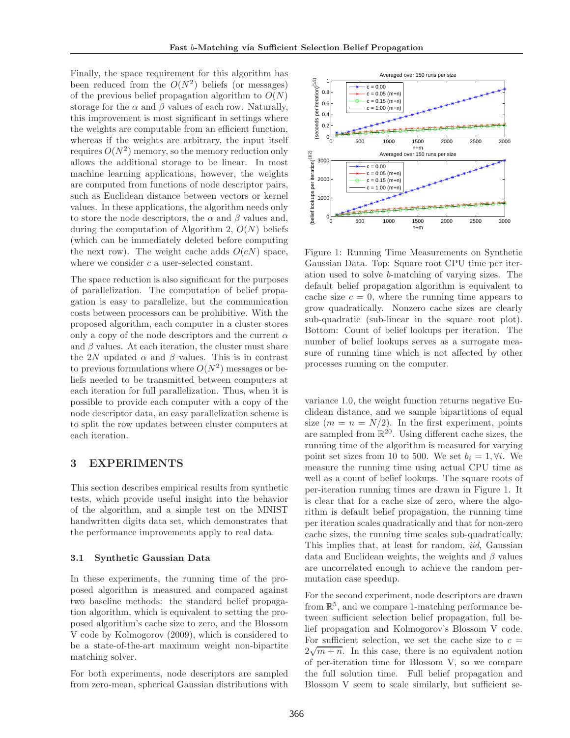Finally, the space requirement for this algorithm has been reduced from the $O(N^2)$ beliefs (or messages) of the previous belief propagation algorithm to $O(N)$ storage for the $\alpha$ and $\beta$ values of each row. Naturally, this improvement is most significant in settings where the weights are computable from an efficient function, whereas if the weights are arbitrary, the input itself requires $O(N^2)$ memory, so the memory reduction only allows the additional storage to be linear. In most machine learning applications, however, the weights are computed from functions of node descriptor pairs, such as Euclidean distance between vectors or kernel values. In these applications, the algorithm needs only to store the node descriptors, the $\alpha$ and $\beta$ values and, during the computation of Algorithm 2, $O(N)$ beliefs (which can be immediately deleted before computing the next row). The weight cache adds $O(cN)$ space, where we consider $c$ a user-selected constant.

The space reduction is also significant for the purposes of parallelization. The computation of belief propagation is easy to parallelize, but the communication costs between processors can be prohibitive. With the proposed algorithm, each computer in a cluster stores only a copy of the node descriptors and the current $\alpha$ and $\beta$ values. At each iteration, the cluster must share the $2N$ updated $\alpha$ and $\beta$ values. This is in contrast to previous formulations where $O(N^2)$ messages or beliefs needed to be transmitted between computers at each iteration for full parallelization. Thus, when it is possible to provide each computer with a copy of the node descriptor data, an easy parallelization scheme is to split the row updates between cluster computers at each iteration.

# 3 EXPERIMENTS

This section describes empirical results from synthetic tests, which provide useful insight into the behavior of the algorithm, and a simple test on the MNIST handwritten digits data set, which demonstrates that the performance improvements apply to real data.

## 3.1 Synthetic Gaussian Data

In these experiments, the running time of the proposed algorithm is measured and compared against two baseline methods: the standard belief propagation algorithm, which is equivalent to setting the proposed algorithm's cache size to zero, and the Blossom V code by Kolmogorov (2009), which is considered to be a state-of-the-art maximum weight non-bipartite matching solver.

For both experiments, node descriptors are sampled from zero-mean, spherical Gaussian distributions with

Figure 1: Running Time Measurements on Synthetic Gaussian Data. Top: Square root CPU time per iteration used to solve $b$-matching of varying sizes. The default belief propagation algorithm is equivalent to cache size $c = 0$, where the running time appears to grow quadratically. Nonzero cache sizes are clearly sub-quadratic (sub-linear in the square root plot). Bottom: Count of belief lookups per iteration. The number of belief lookups serves as a surrogate measure of running time which is not affected by other processes running on the computer.

variance 1.0, the weight function returns negative Euclidean distance, and we sample bipartitions of equal size ($m = n = N/2$). In the first experiment, points are sampled from $\mathbb{R}^{20}$. Using different cache sizes, the running time of the algorithm is measured for varying point set sizes from 10 to 500. We set $b_i = 1, \forall i$. We measure the running time using actual CPU time as well as a count of belief lookups. The square roots of per-iteration running times are drawn in Figure 1. It is clear that for a cache size of zero, where the algorithm is default belief propagation, the running time per iteration scales quadratically and that for non-zero cache sizes, the running time scales sub-quadratically. This implies that, at least for random, *iid*, Gaussian data and Euclidean weights, the weights and $\beta$ values are uncorrelated enough to achieve the random permutation case speedup.

For the second experiment, node descriptors are drawn from $\mathbb{R}^5$, and we compare 1-matching performance between sufficient selection belief propagation, full belief propagation and Kolmogorov's Blossom V code. For sufficient selection, we set the cache size to $c = 2\sqrt{m+n}$. In this case, there is no equivalent notion of per-iteration time for Blossom V, so we compare the full solution time. Full belief propagation and Blossom V seem to scale similarly, but sufficient se-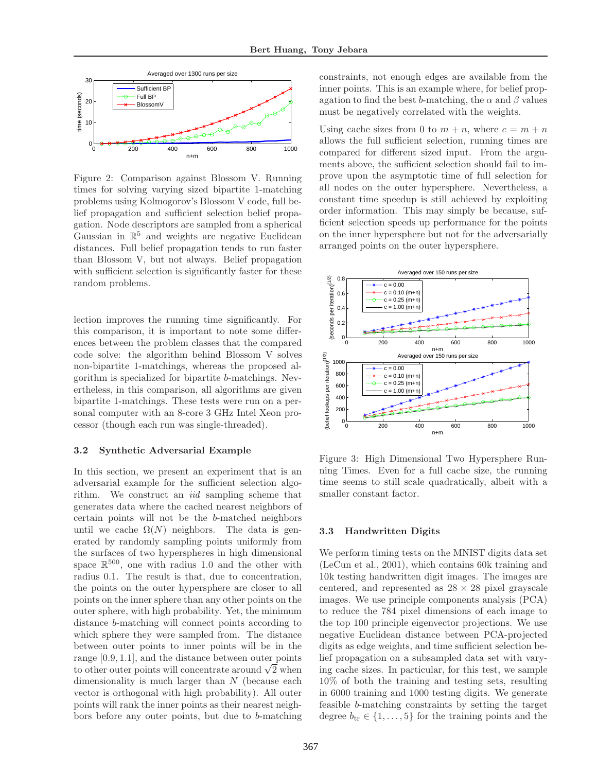Figure 2: Comparison against Blossom V. Running times for solving varying sized bipartite 1-matching problems using Kolmogorov's Blossom V code, full belief propagation and sufficient selection belief propagation. Node descriptors are sampled from a spherical Gaussian in $\mathbb{R}^5$ and weights are negative Euclidean distances. Full belief propagation tends to run faster than Blossom V, but not always. Belief propagation with sufficient selection is significantly faster for these random problems.

lection improves the running time significantly. For this comparison, it is important to note some differences between the problem classes that the compared code solve: the algorithm behind Blossom V solves non-bipartite 1-matchings, whereas the proposed algorithm is specialized for bipartite $b$-matchings. Nevertheless, in this comparison, all algorithms are given bipartite 1-matchings. These tests were run on a personal computer with an 8-core 3 GHz Intel Xeon processor (though each run was single-threaded).

### 3.2 Synthetic Adversarial Example

In this section, we present an experiment that is an adversarial example for the sufficient selection algorithm. We construct an *iid* sampling scheme that generates data where the cached nearest neighbors of certain points will not be the $b$-matched neighbors until we cache $\Omega(N)$ neighbors. The data is generated by randomly sampling points uniformly from the surfaces of two hyperspheres in high dimensional space $\mathbb{R}^{500}$, one with radius 1.0 and the other with radius 0.1. The result is that, due to concentration, the points on the outer hypersphere are closer to all points on the inner sphere than any other points on the outer sphere, with high probability. Yet, the minimum distance $b$-matching will connect points according to which sphere they were sampled from. The distance between outer points to inner points will be in the range $[0.9, 1.1]$, and the distance between outer points to other outer points will concentrate around $\sqrt{2}$ when dimensionality is much larger than $N$ (because each vector is orthogonal with high probability). All outer points will rank the inner points as their nearest neighbors before any outer points, but due to $b$-matching constraints, not enough edges are available from the inner points. This is an example where, for belief propagation to find the best $b$-matching, the $\alpha$ and $\beta$ values must be negatively correlated with the weights.

Using cache sizes from 0 to $m + n$, where $c = m + n$ allows the full sufficient selection, running times are compared for different sized input. From the arguments above, the sufficient selection should fail to improve upon the asymptotic time of full selection for all nodes on the outer hypersphere. Nevertheless, a constant time speedup is still achieved by exploiting order information. This may simply be because, sufficient selection speeds up performance for the points on the inner hypersphere but not for the adversarially arranged points on the outer hypersphere.

Figure 3: High Dimensional Two Hypersphere Running Times. Even for a full cache size, the running time seems to still scale quadratically, albeit with a smaller constant factor.

### 3.3 Handwritten Digits

We perform timing tests on the MNIST digits data set (LeCun et al., 2001), which contains 60k training and 10k testing handwritten digit images. The images are centered, and represented as $28 \times 28$ pixel grayscale images. We use principle components analysis (PCA) to reduce the 784 pixel dimensions of each image to the top 100 principle eigenvector projections. We use negative Euclidean distance between PCA-projected digits as edge weights, and time sufficient selection belief propagation on a subsampled data set with varying cache sizes. In particular, for this test, we sample 10% of both the training and testing sets, resulting in 6000 training and 1000 testing digits. We generate feasible $b$-matching constraints by setting the target degree $b_{\text{tr}} \in \{1, \ldots, 5\}$ for the training points and the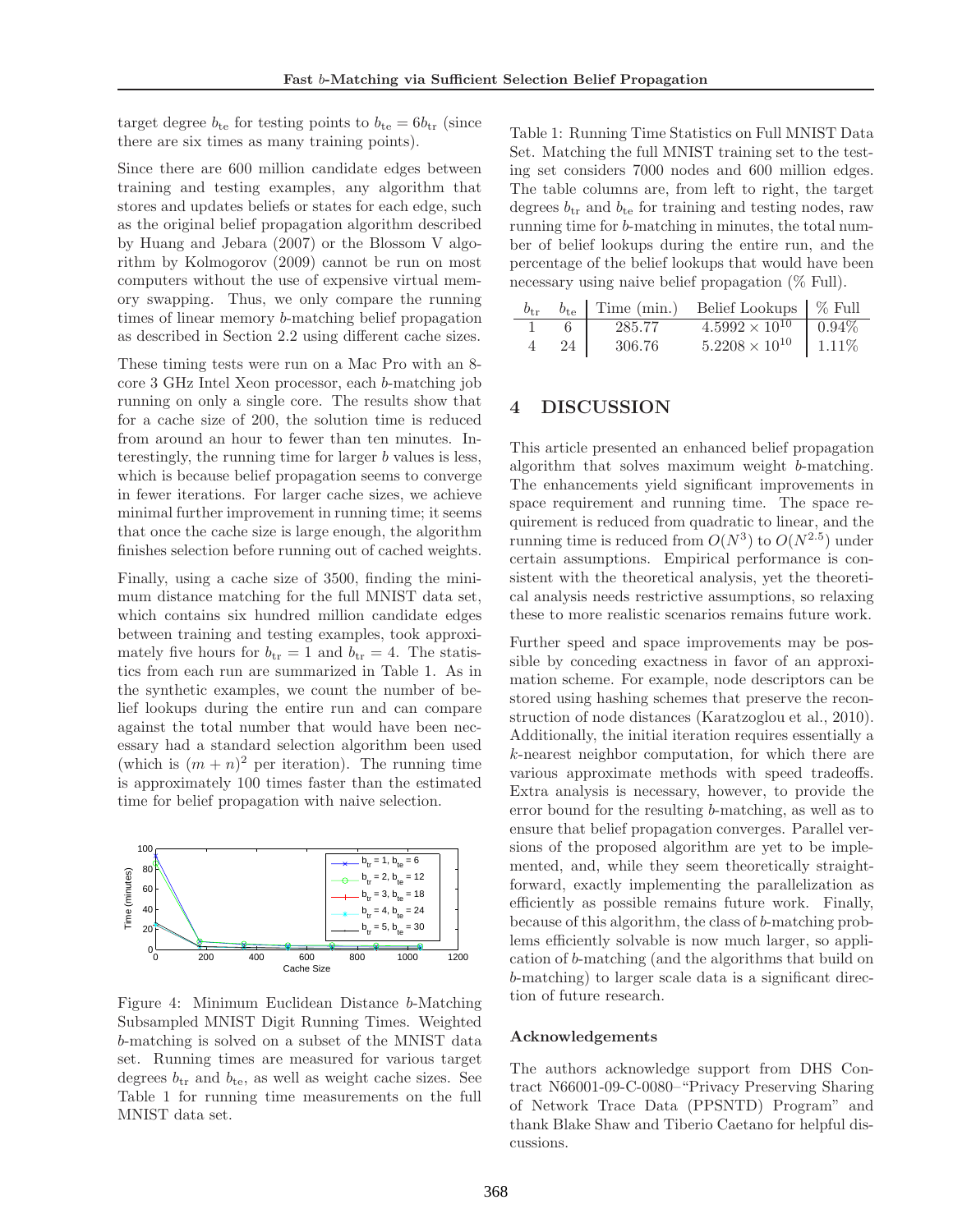target degree $b_{\text{te}}$ for testing points to $b_{\text{te}} = 6b_{\text{tr}}$ (since there are six times as many training points).

Since there are 600 million candidate edges between training and testing examples, any algorithm that stores and updates beliefs or states for each edge, such as the original belief propagation algorithm described by Huang and Jebara (2007) or the Blossom V algorithm by Kolmogorov (2009) cannot be run on most computers without the use of expensive virtual memory swapping. Thus, we only compare the running times of linear memory $b$-matching belief propagation as described in Section 2.2 using different cache sizes.

These timing tests were run on a Mac Pro with an 8-core 3 GHz Intel Xeon processor, each $b$-matching job running on only a single core. The results show that for a cache size of 200, the solution time is reduced from around an hour to fewer than ten minutes. Interestingly, the running time for larger $b$ values is less, which is because belief propagation seems to converge in fewer iterations. For larger cache sizes, we achieve minimal further improvement in running time; it seems that once the cache size is large enough, the algorithm finishes selection before running out of cached weights.

Finally, using a cache size of 3500, finding the minimum distance matching for the full MNIST data set, which contains six hundred million candidate edges between training and testing examples, took approximately five hours for $b_{\text{tr}} = 1$ and $b_{\text{tr}} = 4$. The statistics from each run are summarized in Table 1. As in the synthetic examples, we count the number of belief lookups during the entire run and can compare against the total number that would have been necessary had a standard selection algorithm been used (which is $(m+n)^2$ per iteration). The running time is approximately 100 times faster than the estimated time for belief propagation with naive selection.

Figure 4: Minimum Euclidean Distance $b$-Matching Subsampled MNIST Digit Running Times. Weighted $b$-matching is solved on a subset of the MNIST data set. Running times are measured for various target degrees $b_{\text{tr}}$ and $b_{\text{te}}$, as well as weight cache sizes. See Table 1 for running time measurements on the full MNIST data set.

Table 1: Running Time Statistics on Full MNIST Data Set. Matching the full MNIST training set to the testing set considers 7000 nodes and 600 million edges. The table columns are, from left to right, the target degrees $b_{\text{tr}}$ and $b_{\text{te}}$ for training and testing nodes, raw running time for $b$-matching in minutes, the total number of belief lookups during the entire run, and the percentage of the belief lookups that would have been necessary using naive belief propagation (% Full).

| $b_{\text{tr}}$ | $b_{\text{te}}$ | Time (min.) | Belief Lookups | % Full |
|---|---|---|---|---|
| 1 | 6 | 285.77 | $4.5992 \times 10^{10}$ | 0.94% |
| 4 | 24 | 306.76 | $5.2208 \times 10^{10}$ | 1.11% |

## 4 DISCUSSION

This article presented an enhanced belief propagation algorithm that solves maximum weight $b$-matching. The enhancements yield significant improvements in space requirement and running time. The space requirement is reduced from quadratic to linear, and the running time is reduced from $O(N^3)$ to $O(N^{2.5})$ under certain assumptions. Empirical performance is consistent with the theoretical analysis, yet the theoretical analysis needs restrictive assumptions, so relaxing these to more realistic scenarios remains future work.

Further speed and space improvements may be possible by conceding exactness in favor of an approximation scheme. For example, node descriptors can be stored using hashing schemes that preserve the reconstruction of node distances (Karatzoglou et al., 2010). Additionally, the initial iteration requires essentially a $k$-nearest neighbor computation, for which there are various approximate methods with speed tradeoffs. Extra analysis is necessary, however, to provide the error bound for the resulting $b$-matching, as well as to ensure that belief propagation converges. Parallel versions of the proposed algorithm are yet to be implemented, and, while they seem theoretically straightforward, exactly implementing the parallelization as efficiently as possible remains future work. Finally, because of this algorithm, the class of $b$-matching problems efficiently solvable is now much larger, so application of $b$-matching (and the algorithms that build on $b$-matching) to larger scale data is a significant direction of future research.

### Acknowledgements

The authors acknowledge support from DHS Contract N66001-09-C-0080–"Privacy Preserving Sharing of Network Trace Data (PPSNTD) Program" and thank Blake Shaw and Tiberio Caetano for helpful discussions.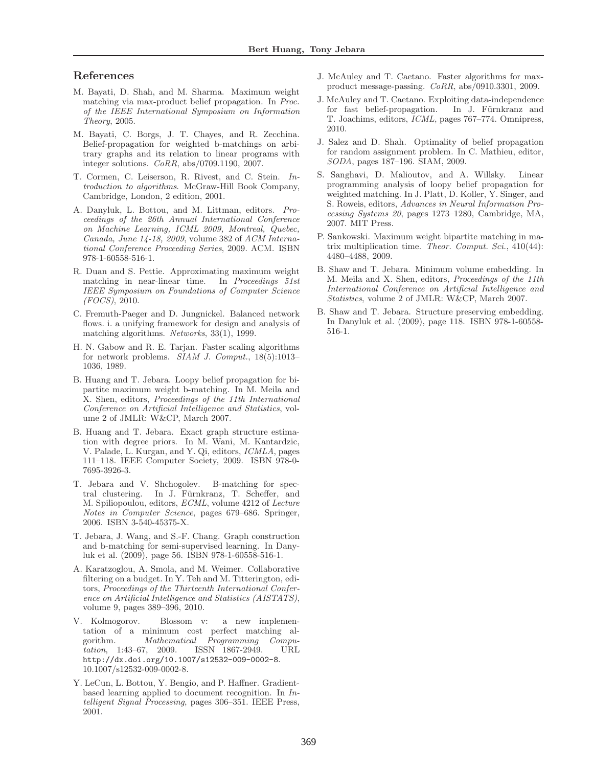## References

M. Bayati, D. Shah, and M. Sharma. Maximum weight matching via max-product belief propagation. In *Proc. of the IEEE International Symposium on Information Theory*, 2005.

M. Bayati, C. Borgs, J. T. Chayes, and R. Zecchina. Belief-propagation for weighted b-matchings on arbitrary graphs and its relation to linear programs with integer solutions. *CoRR*, abs/0709.1190, 2007.

T. Cormen, C. Leiserson, R. Rivest, and C. Stein. *Introduction to algorithms*. McGraw-Hill Book Company, Cambridge, London, 2 edition, 2001.

A. Danyluk, L. Bottou, and M. Littman, editors. *Proceedings of the 26th Annual International Conference on Machine Learning, ICML 2009, Montreal, Quebec, Canada, June 14-18, 2009*, volume 382 of *ACM International Conference Proceeding Series*, 2009. ACM. ISBN 978-1-60558-516-1.

R. Duan and S. Pettie. Approximating maximum weight matching in near-linear time. In *Proceedings 51st IEEE Symposium on Foundations of Computer Science (FOCS)*, 2010.

C. Fremuth-Paeger and D. Jungnickel. Balanced network flows. i. a unifying framework for design and analysis of matching algorithms. *Networks*, 33(1), 1999.

H. N. Gabow and R. E. Tarjan. Faster scaling algorithms for network problems. *SIAM J. Comput.*, 18(5):1013–1036, 1989.

B. Huang and T. Jebara. Loopy belief propagation for bipartite maximum weight b-matching. In M. Meila and X. Shen, editors, *Proceedings of the 11th International Conference on Artificial Intelligence and Statistics*, volume 2 of JMLR: W&CP, March 2007.

B. Huang and T. Jebara. Exact graph structure estimation with degree priors. In M. Wani, M. Kantardzic, V. Palade, L. Kurgan, and Y. Qi, editors, *ICMLA*, pages 111–118. IEEE Computer Society, 2009. ISBN 978-0-7695-3926-3.

T. Jebara and V. Shchogolev. B-matching for spectral clustering. In J. Fürnkranz, T. Scheffer, and M. Spiliopoulou, editors, *ECML*, volume 4212 of *Lecture Notes in Computer Science*, pages 679–686. Springer, 2006. ISBN 3-540-45375-X.

T. Jebara, J. Wang, and S.-F. Chang. Graph construction and b-matching for semi-supervised learning. In Danyluk et al. (2009), page 56. ISBN 978-1-60558-516-1.

A. Karatzoglou, A. Smola, and M. Weimer. Collaborative filtering on a budget. In Y. Teh and M. Titterington, editors, *Proceedings of the Thirteenth International Conference on Artificial Intelligence and Statistics (AISTATS)*, volume 9, pages 389–396, 2010.

V. Kolmogorov. Blossom v: a new implementation of a minimum cost perfect matching algorithm. *Mathematical Programming Computation*, 1:43–67, 2009. ISSN 1867-2949. URL http://dx.doi.org/10.1007/s12532-009-0002-8. 10.1007/s12532-009-0002-8.

Y. LeCun, L. Bottou, Y. Bengio, and P. Haffner. Gradient-based learning applied to document recognition. In *Intelligent Signal Processing*, pages 306–351. IEEE Press, 2001.

J. McAuley and T. Caetano. Faster algorithms for max-product message-passing. *CoRR*, abs/0910.3301, 2009.

J. McAuley and T. Caetano. Exploiting data-independence for fast belief-propagation. In J. Fürnkranz and T. Joachims, editors, *ICML*, pages 767–774. Omnipress, 2010.

J. Salez and D. Shah. Optimality of belief propagation for random assignment problem. In C. Mathieu, editor, *SODA*, pages 187–196. SIAM, 2009.

S. Sanghavi, D. Malioutov, and A. Willsky. Linear programming analysis of loopy belief propagation for weighted matching. In J. Platt, D. Koller, Y. Singer, and S. Roweis, editors, *Advances in Neural Information Processing Systems 20*, pages 1273–1280, Cambridge, MA, 2007. MIT Press.

P. Sankowski. Maximum weight bipartite matching in matrix multiplication time. *Theor. Comput. Sci.*, 410(44): 4480–4488, 2009.

B. Shaw and T. Jebara. Minimum volume embedding. In M. Meila and X. Shen, editors, *Proceedings of the 11th International Conference on Artificial Intelligence and Statistics*, volume 2 of JMLR: W&CP, March 2007.

B. Shaw and T. Jebara. Structure preserving embedding. In Danyluk et al. (2009), page 118. ISBN 978-1-60558-516-1.